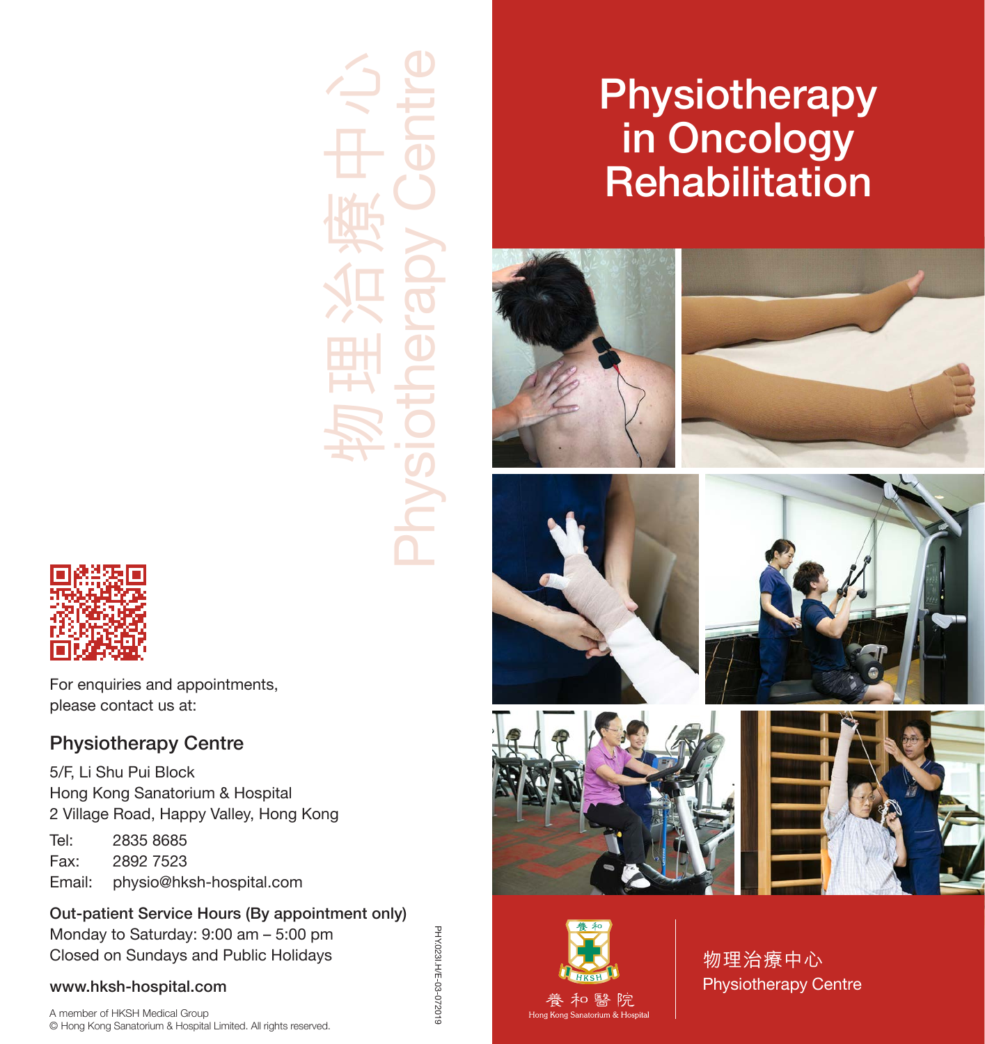# Physiotherapy in Oncology Rehabilitation

物理治療中心
Physiotherapy Centre

養和醫院
Hong Kong Sanatorium & Hospital

物理治療中心
Physiotherapy Centre

For enquiries and appointments, please contact us at:

## Physiotherapy Centre

5/F, Li Shu Pui Block
Hong Kong Sanatorium & Hospital
2 Village Road, Happy Valley, Hong Kong

Tel: 2835 8685
Fax: 2892 7523
Email: physio@hksh-hospital.com

**Out-patient Service Hours (By appointment only)**
Monday to Saturday: 9:00 am – 5:00 pm
Closed on Sundays and Public Holidays

**www.hksh-hospital.com**

A member of HKSH Medical Group
© Hong Kong Sanatorium & Hospital Limited. All rights reserved.

PHY.023I.H/E-03-072019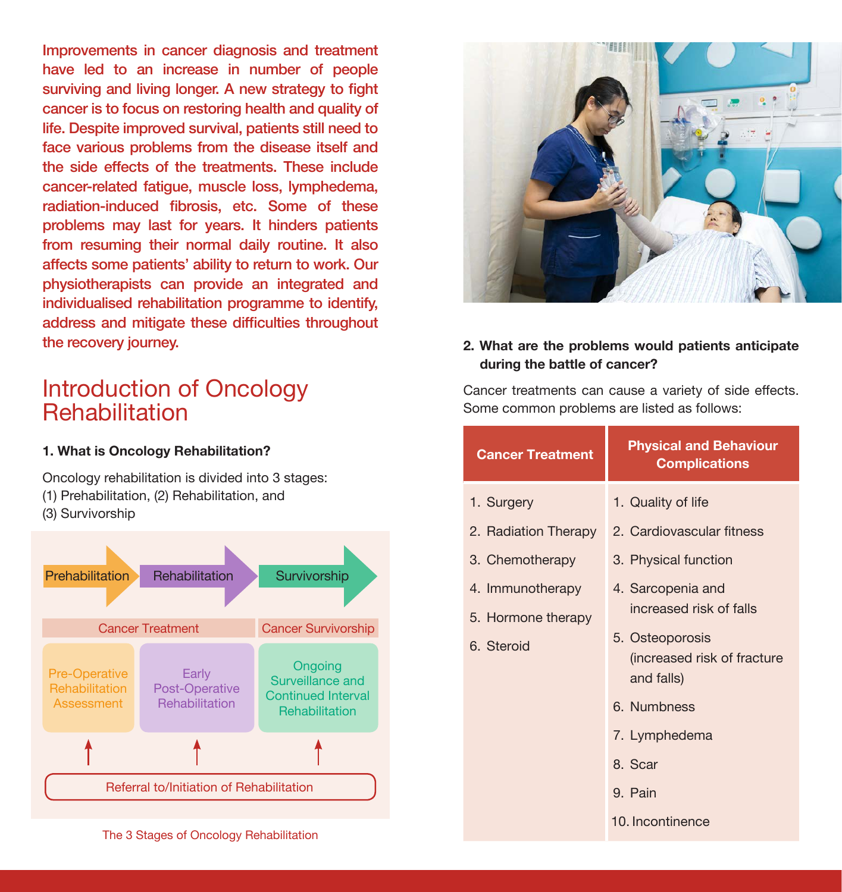Improvements in cancer diagnosis and treatment have led to an increase in number of people surviving and living longer. A new strategy to fight cancer is to focus on restoring health and quality of life. Despite improved survival, patients still need to face various problems from the disease itself and the side effects of the treatments. These include cancer-related fatigue, muscle loss, lymphedema, radiation-induced fibrosis, etc. Some of these problems may last for years. It hinders patients from resuming their normal daily routine. It also affects some patients' ability to return to work. Our physiotherapists can provide an integrated and individualised rehabilitation programme to identify, address and mitigate these difficulties throughout the recovery journey.

# Introduction of Oncology Rehabilitation

**1. What is Oncology Rehabilitation?**

Oncology rehabilitation is divided into 3 stages:
(1) Prehabilitation, (2) Rehabilitation, and
(3) Survivorship

| Prehabilitation | Rehabilitation | Survivorship |
|---|---|---|
| Cancer Treatment | | Cancer Survivorship |
| Pre-Operative Rehabilitation Assessment | Early Post-Operative Rehabilitation | Ongoing Surveillance and Continued Interval Rehabilitation |

Referral to/Initiation of Rehabilitation

The 3 Stages of Oncology Rehabilitation

**2. What are the problems would patients anticipate during the battle of cancer?**

Cancer treatments can cause a variety of side effects. Some common problems are listed as follows:

| Cancer Treatment | Physical and Behaviour Complications |
|---|---|
| 1. Surgery<br>2. Radiation Therapy<br>3. Chemotherapy<br>4. Immunotherapy<br>5. Hormone therapy<br>6. Steroid | 1. Quality of life<br>2. Cardiovascular fitness<br>3. Physical function<br>4. Sarcopenia and increased risk of falls<br>5. Osteoporosis (increased risk of fracture and falls)<br>6. Numbness<br>7. Lymphedema<br>8. Scar<br>9. Pain<br>10. Incontinence |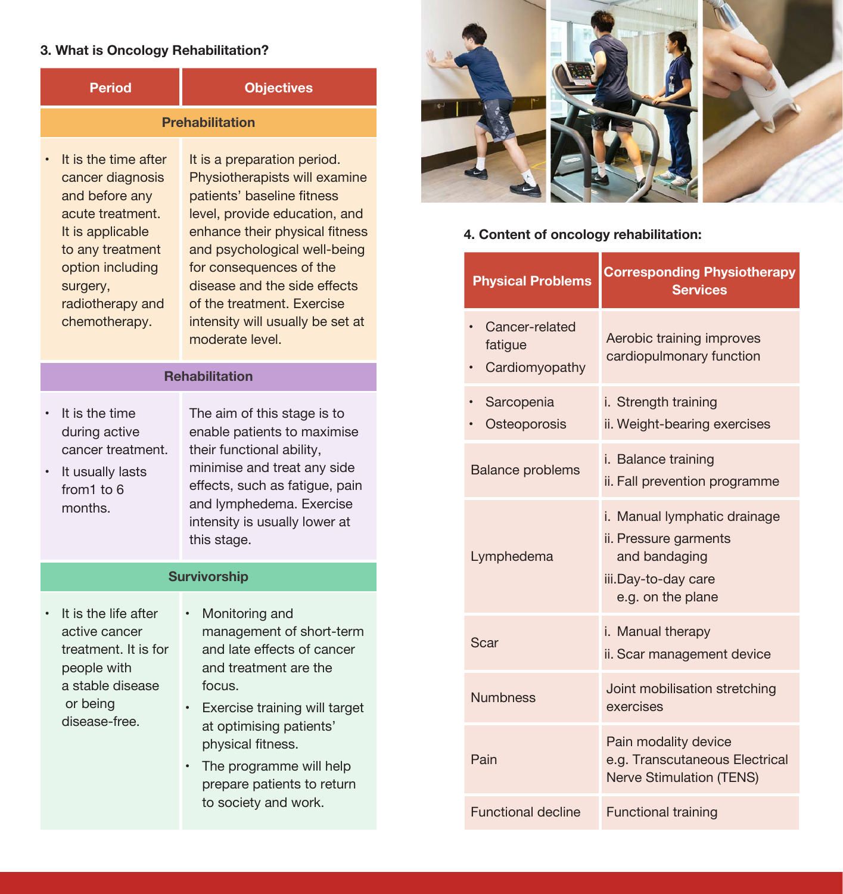### 3. What is Oncology Rehabilitation?

| Period | Objectives |
|---|---|
| **Prehabilitation** | |
| • It is the time after cancer diagnosis and before any acute treatment. It is applicable to any treatment option including surgery, radiotherapy and chemotherapy. | It is a preparation period. Physiotherapists will examine patients' baseline fitness level, provide education, and enhance their physical fitness and psychological well-being for consequences of the disease and the side effects of the treatment. Exercise intensity will usually be set at moderate level. |
| **Rehabilitation** | |
| • It is the time during active cancer treatment.<br>• It usually lasts from1 to 6 months. | The aim of this stage is to enable patients to maximise their functional ability, minimise and treat any side effects, such as fatigue, pain and lymphedema. Exercise intensity is usually lower at this stage. |
| **Survivorship** | |
| • It is the life after active cancer treatment. It is for people with a stable disease or being disease-free. | • Monitoring and management of short-term and late effects of cancer and treatment are the focus.<br>• Exercise training will target at optimising patients' physical fitness.<br>• The programme will help prepare patients to return to society and work. |

### 4. Content of oncology rehabilitation:

| Physical Problems | Corresponding Physiotherapy Services |
|---|---|
| • Cancer-related fatigue<br>• Cardiomyopathy | Aerobic training improves cardiopulmonary function |
| • Sarcopenia<br>• Osteoporosis | i. Strength training<br>ii. Weight-bearing exercises |
| Balance problems | i. Balance training<br>ii. Fall prevention programme |
| Lymphedema | i. Manual lymphatic drainage<br>ii. Pressure garments and bandaging<br>iii.Day-to-day care e.g. on the plane |
| Scar | i. Manual therapy<br>ii. Scar management device |
| Numbness | Joint mobilisation stretching exercises |
| Pain | Pain modality device e.g. Transcutaneous Electrical Nerve Stimulation (TENS) |
| Functional decline | Functional training |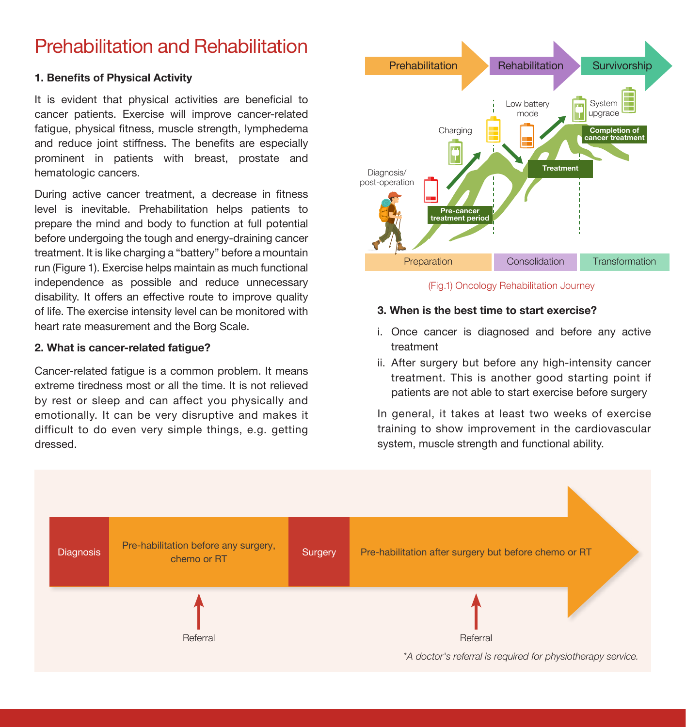# Prehabilitation and Rehabilitation

### 1. Benefits of Physical Activity

It is evident that physical activities are beneficial to cancer patients. Exercise will improve cancer-related fatigue, physical fitness, muscle strength, lymphedema and reduce joint stiffness. The benefits are especially prominent in patients with breast, prostate and hematologic cancers.

During active cancer treatment, a decrease in fitness level is inevitable. Prehabilitation helps patients to prepare the mind and body to function at full potential before undergoing the tough and energy-draining cancer treatment. It is like charging a "battery" before a mountain run (Figure 1). Exercise helps maintain as much functional independence as possible and reduce unnecessary disability. It offers an effective route to improve quality of life. The exercise intensity level can be monitored with heart rate measurement and the Borg Scale.

### 2. What is cancer-related fatigue?

Cancer-related fatigue is a common problem. It means extreme tiredness most or all the time. It is not relieved by rest or sleep and can affect you physically and emotionally. It can be very disruptive and makes it difficult to do even very simple things, e.g. getting dressed.

Prehabilitation → Rehabilitation → Survivorship

Diagnosis/post-operation · Charging · Pre-cancer treatment period · Low battery mode · Treatment · System upgrade · Completion of cancer treatment

Preparation | Consolidation | Transformation

(Fig.1) Oncology Rehabilitation Journey

### 3. When is the best time to start exercise?

i. Once cancer is diagnosed and before any active treatment
ii. After surgery but before any high-intensity cancer treatment. This is another good starting point if patients are not able to start exercise before surgery

In general, it takes at least two weeks of exercise training to show improvement in the cardiovascular system, muscle strength and functional ability.

Diagnosis → Pre-habilitation before any surgery, chemo or RT → Surgery → Pre-habilitation after surgery but before chemo or RT

Referral (during pre-habilitation before any surgery, chemo or RT)

Referral (during pre-habilitation after surgery but before chemo or RT)

*A doctor's referral is required for physiotherapy service.*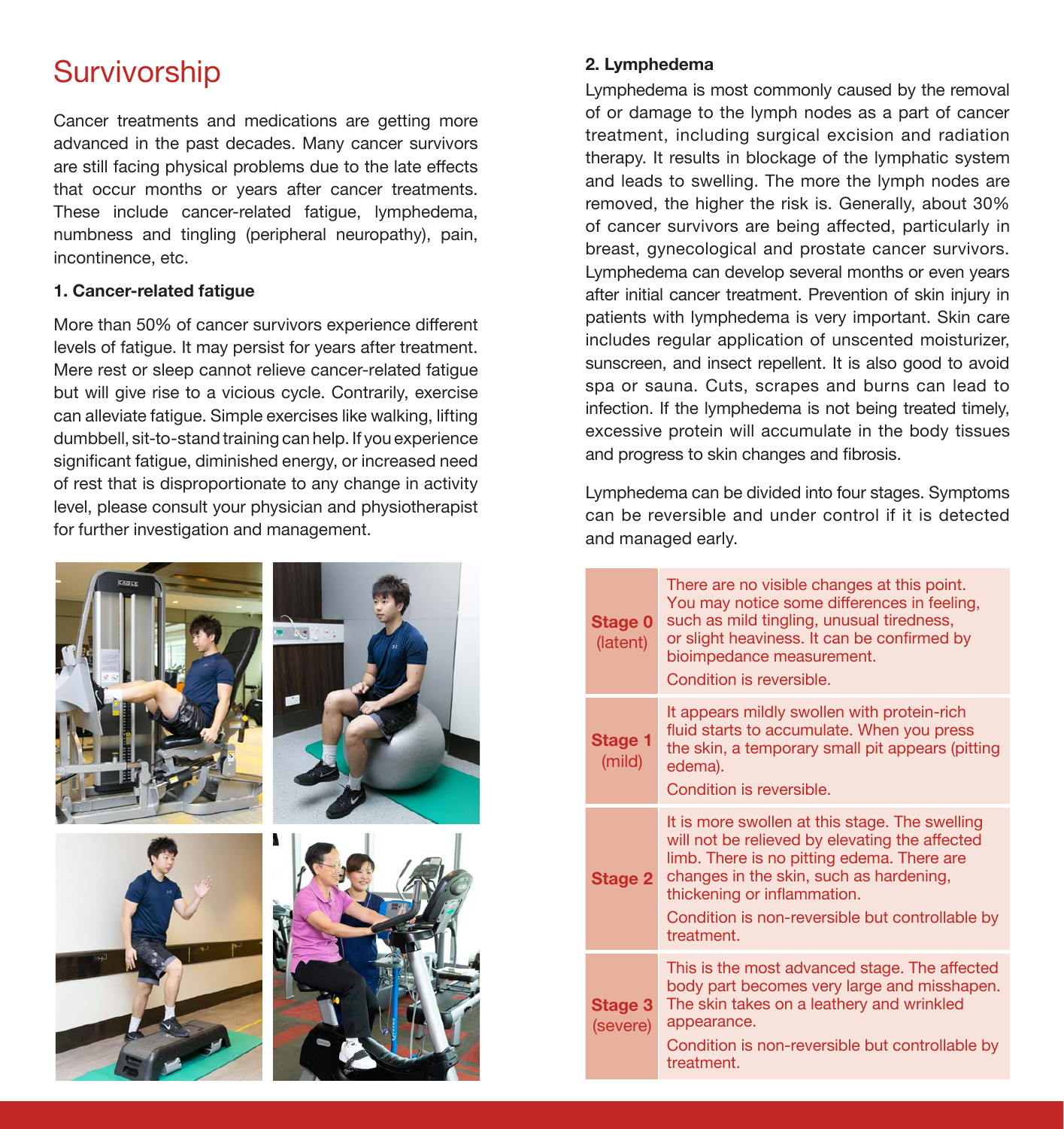# Survivorship

Cancer treatments and medications are getting more advanced in the past decades. Many cancer survivors are still facing physical problems due to the late effects that occur months or years after cancer treatments. These include cancer-related fatigue, lymphedema, numbness and tingling (peripheral neuropathy), pain, incontinence, etc.

**1. Cancer-related fatigue**

More than 50% of cancer survivors experience different levels of fatigue. It may persist for years after treatment. Mere rest or sleep cannot relieve cancer-related fatigue but will give rise to a vicious cycle. Contrarily, exercise can alleviate fatigue. Simple exercises like walking, lifting dumbbell, sit-to-stand training can help. If you experience significant fatigue, diminished energy, or increased need of rest that is disproportionate to any change in activity level, please consult your physician and physiotherapist for further investigation and management.

**2. Lymphedema**

Lymphedema is most commonly caused by the removal of or damage to the lymph nodes as a part of cancer treatment, including surgical excision and radiation therapy. It results in blockage of the lymphatic system and leads to swelling. The more the lymph nodes are removed, the higher the risk is. Generally, about 30% of cancer survivors are being affected, particularly in breast, gynecological and prostate cancer survivors. Lymphedema can develop several months or even years after initial cancer treatment. Prevention of skin injury in patients with lymphedema is very important. Skin care includes regular application of unscented moisturizer, sunscreen, and insect repellent. It is also good to avoid spa or sauna. Cuts, scrapes and burns can lead to infection. If the lymphedema is not being treated timely, excessive protein will accumulate in the body tissues and progress to skin changes and fibrosis.

Lymphedema can be divided into four stages. Symptoms can be reversible and under control if it is detected and managed early.

| Stage | Description |
|---|---|
| **Stage 0** (latent) | There are no visible changes at this point. You may notice some differences in feeling, such as mild tingling, unusual tiredness, or slight heaviness. It can be confirmed by bioimpedance measurement. Condition is reversible. |
| **Stage 1** (mild) | It appears mildly swollen with protein-rich fluid starts to accumulate. When you press the skin, a temporary small pit appears (pitting edema). Condition is reversible. |
| **Stage 2** | It is more swollen at this stage. The swelling will not be relieved by elevating the affected limb. There is no pitting edema. There are changes in the skin, such as hardening, thickening or inflammation. Condition is non-reversible but controllable by treatment. |
| **Stage 3** (severe) | This is the most advanced stage. The affected body part becomes very large and misshapen. The skin takes on a leathery and wrinkled appearance. Condition is non-reversible but controllable by treatment. |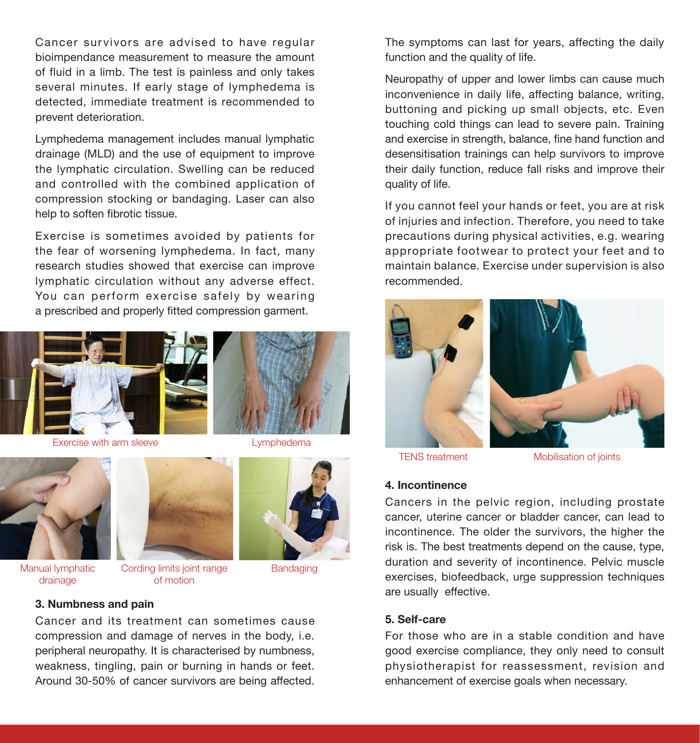Cancer survivors are advised to have regular bioimpendance measurement to measure the amount of fluid in a limb. The test is painless and only takes several minutes. If early stage of lymphedema is detected, immediate treatment is recommended to prevent deterioration.

Lymphedema management includes manual lymphatic drainage (MLD) and the use of equipment to improve the lymphatic circulation. Swelling can be reduced and controlled with the combined application of compression stocking or bandaging. Laser can also help to soften fibrotic tissue.

Exercise is sometimes avoided by patients for the fear of worsening lymphedema. In fact, many research studies showed that exercise can improve lymphatic circulation without any adverse effect. You can perform exercise safely by wearing a prescribed and properly fitted compression garment.

Exercise with arm sleeve

Lymphedema

Manual lymphatic drainage

Cording limits joint range of motion

Bandaging

### 3. Numbness and pain

Cancer and its treatment can sometimes cause compression and damage of nerves in the body, i.e. peripheral neuropathy. It is characterised by numbness, weakness, tingling, pain or burning in hands or feet. Around 30-50% of cancer survivors are being affected. The symptoms can last for years, affecting the daily function and the quality of life.

Neuropathy of upper and lower limbs can cause much inconvenience in daily life, affecting balance, writing, buttoning and picking up small objects, etc. Even touching cold things can lead to severe pain. Training and exercise in strength, balance, fine hand function and desensitisation trainings can help survivors to improve their daily function, reduce fall risks and improve their quality of life.

If you cannot feel your hands or feet, you are at risk of injuries and infection. Therefore, you need to take precautions during physical activities, e.g. wearing appropriate footwear to protect your feet and to maintain balance. Exercise under supervision is also recommended.

TENS treatment

Mobilisation of joints

### 4. Incontinence

Cancers in the pelvic region, including prostate cancer, uterine cancer or bladder cancer, can lead to incontinence. The older the survivors, the higher the risk is. The best treatments depend on the cause, type, duration and severity of incontinence. Pelvic muscle exercises, biofeedback, urge suppression techniques are usually effective.

### 5. Self-care

For those who are in a stable condition and have good exercise compliance, they only need to consult physiotherapist for reassessment, revision and enhancement of exercise goals when necessary.